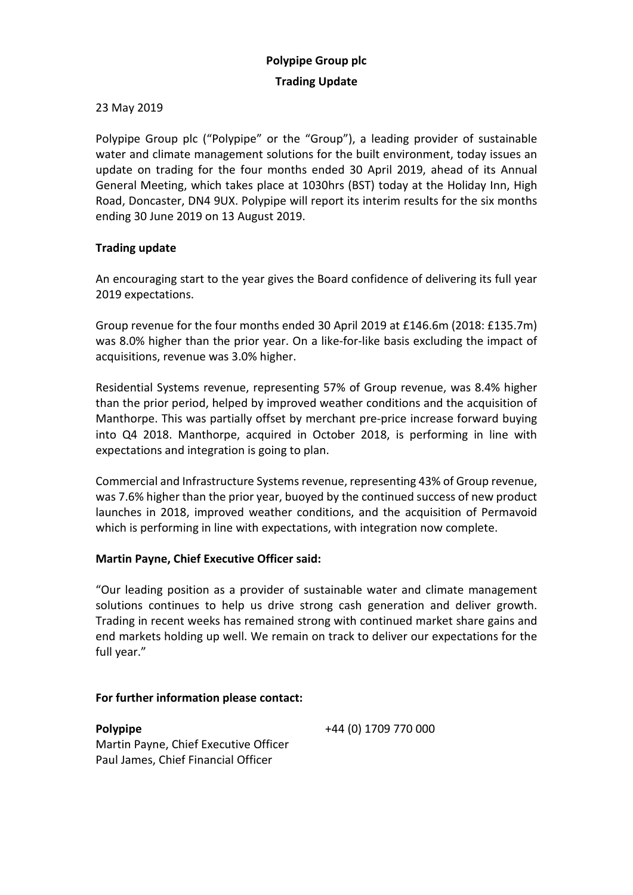# Polypipe Group plc

## Trading Update

23 May 2019

Polypipe Group plc ("Polypipe" or the "Group"), a leading provider of sustainable water and climate management solutions for the built environment, today issues an update on trading for the four months ended 30 April 2019, ahead of its Annual General Meeting, which takes place at 1030hrs (BST) today at the Holiday Inn, High Road, Doncaster, DN4 9UX. Polypipe will report its interim results for the six months ending 30 June 2019 on 13 August 2019.

**Trading update**

An encouraging start to the year gives the Board confidence of delivering its full year 2019 expectations.

Group revenue for the four months ended 30 April 2019 at £146.6m (2018: £135.7m) was 8.0% higher than the prior year. On a like-for-like basis excluding the impact of acquisitions, revenue was 3.0% higher.

Residential Systems revenue, representing 57% of Group revenue, was 8.4% higher than the prior period, helped by improved weather conditions and the acquisition of Manthorpe. This was partially offset by merchant pre-price increase forward buying into Q4 2018. Manthorpe, acquired in October 2018, is performing in line with expectations and integration is going to plan.

Commercial and Infrastructure Systems revenue, representing 43% of Group revenue, was 7.6% higher than the prior year, buoyed by the continued success of new product launches in 2018, improved weather conditions, and the acquisition of Permavoid which is performing in line with expectations, with integration now complete.

**Martin Payne, Chief Executive Officer said:**

"Our leading position as a provider of sustainable water and climate management solutions continues to help us drive strong cash generation and deliver growth. Trading in recent weeks has remained strong with continued market share gains and end markets holding up well. We remain on track to deliver our expectations for the full year."

**For further information please contact:**

**Polypipe** +44 (0) 1709 770 000
Martin Payne, Chief Executive Officer
Paul James, Chief Financial Officer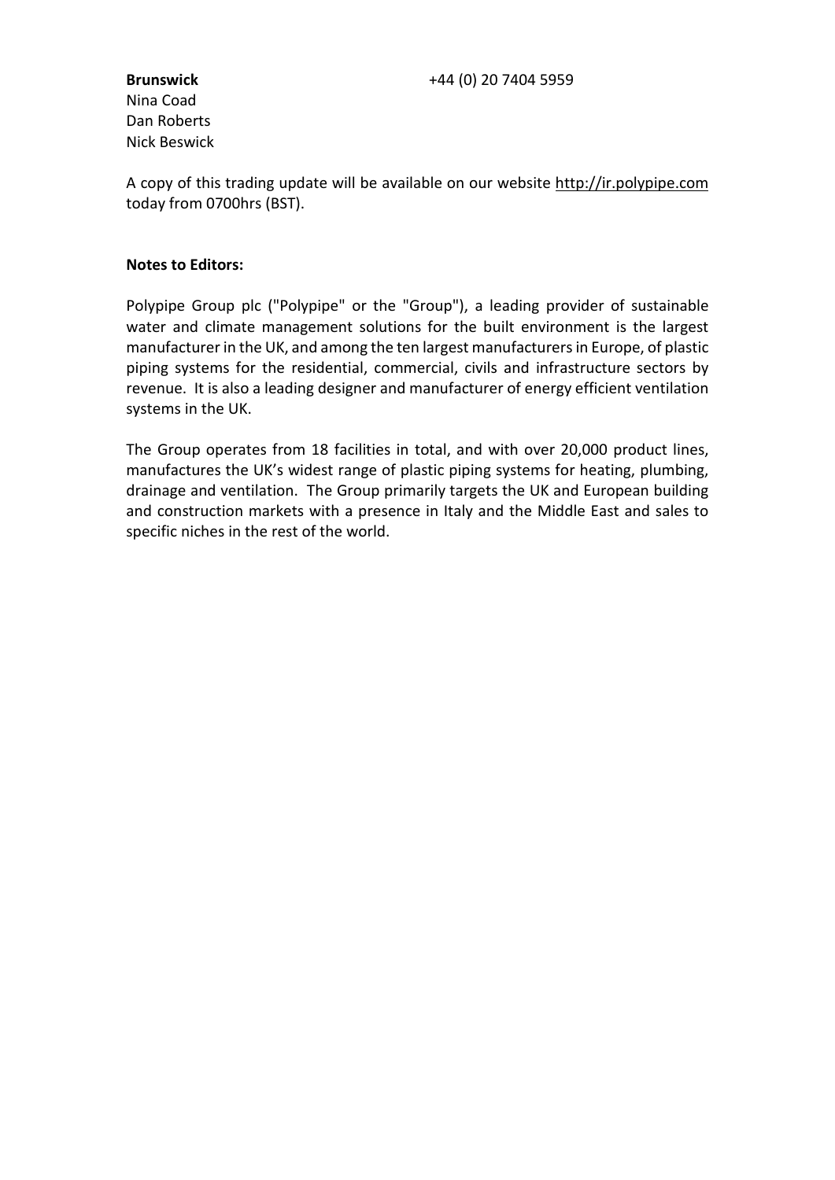**Brunswick** +44 (0) 20 7404 5959

Nina Coad
Dan Roberts
Nick Beswick

A copy of this trading update will be available on our website http://ir.polypipe.com today from 0700hrs (BST).

**Notes to Editors:**

Polypipe Group plc ("Polypipe" or the "Group"), a leading provider of sustainable water and climate management solutions for the built environment is the largest manufacturer in the UK, and among the ten largest manufacturers in Europe, of plastic piping systems for the residential, commercial, civils and infrastructure sectors by revenue. It is also a leading designer and manufacturer of energy efficient ventilation systems in the UK.

The Group operates from 18 facilities in total, and with over 20,000 product lines, manufactures the UK's widest range of plastic piping systems for heating, plumbing, drainage and ventilation. The Group primarily targets the UK and European building and construction markets with a presence in Italy and the Middle East and sales to specific niches in the rest of the world.